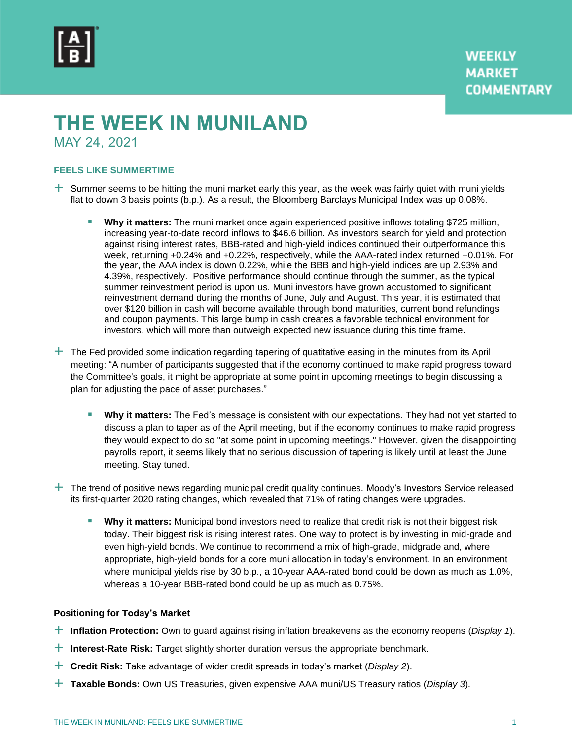WEEKLY MARKET COMMENTARY

# THE WEEK IN MUNILAND

MAY 24, 2021

## FEELS LIKE SUMMERTIME

- Summer seems to be hitting the muni market early this year, as the week was fairly quiet with muni yields flat to down 3 basis points (b.p.). As a result, the Bloomberg Barclays Municipal Index was up 0.08%.
  - **Why it matters:** The muni market once again experienced positive inflows totaling $725 million, increasing year-to-date record inflows to $46.6 billion. As investors search for yield and protection against rising interest rates, BBB-rated and high-yield indices continued their outperformance this week, returning +0.24% and +0.22%, respectively, while the AAA-rated index returned +0.01%. For the year, the AAA index is down 0.22%, while the BBB and high-yield indices are up 2.93% and 4.39%, respectively. Positive performance should continue through the summer, as the typical summer reinvestment period is upon us. Muni investors have grown accustomed to significant reinvestment demand during the months of June, July and August. This year, it is estimated that over $120 billion in cash will become available through bond maturities, current bond refundings and coupon payments. This large bump in cash creates a favorable technical environment for investors, which will more than outweigh expected new issuance during this time frame.
- The Fed provided some indication regarding tapering of quatitative easing in the minutes from its April meeting: "A number of participants suggested that if the economy continued to make rapid progress toward the Committee's goals, it might be appropriate at some point in upcoming meetings to begin discussing a plan for adjusting the pace of asset purchases."
  - **Why it matters:** The Fed's message is consistent with our expectations. They had not yet started to discuss a plan to taper as of the April meeting, but if the economy continues to make rapid progress they would expect to do so "at some point in upcoming meetings." However, given the disappointing payrolls report, it seems likely that no serious discussion of tapering is likely until at least the June meeting. Stay tuned.
- The trend of positive news regarding municipal credit quality continues. Moody's Investors Service released its first-quarter 2020 rating changes, which revealed that 71% of rating changes were upgrades.
  - **Why it matters:** Municipal bond investors need to realize that credit risk is not their biggest risk today. Their biggest risk is rising interest rates. One way to protect is by investing in mid-grade and even high-yield bonds. We continue to recommend a mix of high-grade, midgrade and, where appropriate, high-yield bonds for a core muni allocation in today's environment. In an environment where municipal yields rise by 30 b.p., a 10-year AAA-rated bond could be down as much as 1.0%, whereas a 10-year BBB-rated bond could be up as much as 0.75%.

### Positioning for Today's Market

- **Inflation Protection:** Own to guard against rising inflation breakevens as the economy reopens (*Display 1*).
- **Interest-Rate Risk:** Target slightly shorter duration versus the appropriate benchmark.
- **Credit Risk:** Take advantage of wider credit spreads in today's market (*Display 2*).
- **Taxable Bonds:** Own US Treasuries, given expensive AAA muni/US Treasury ratios (*Display 3*).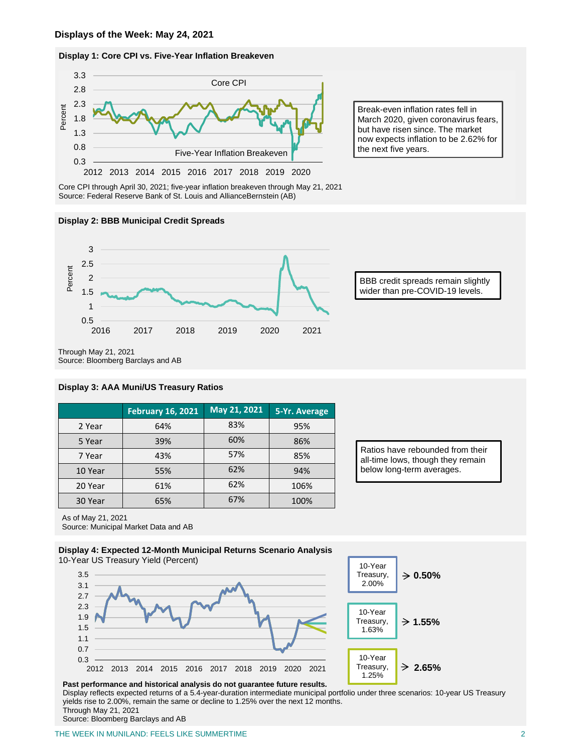## Displays of the Week: May 24, 2021

### Display 1: Core CPI vs. Five-Year Inflation Breakeven

Break-even inflation rates fell in March 2020, given coronavirus fears, but have risen since. The market now expects inflation to be 2.62% for the next five years.

Core CPI through April 30, 2021; five-year inflation breakeven through May 21, 2021
Source: Federal Reserve Bank of St. Louis and AllianceBernstein (AB)

### Display 2: BBB Municipal Credit Spreads

BBB credit spreads remain slightly wider than pre-COVID-19 levels.

Through May 21, 2021
Source: Bloomberg Barclays and AB

### Display 3: AAA Muni/US Treasury Ratios

| | February 16, 2021 | May 21, 2021 | 5-Yr. Average |
|---|---|---|---|
| 2 Year | 64% | 83% | 95% |
| 5 Year | 39% | 60% | 86% |
| 7 Year | 43% | 57% | 85% |
| 10 Year | 55% | 62% | 94% |
| 20 Year | 61% | 62% | 106% |
| 30 Year | 65% | 67% | 100% |

Ratios have rebounded from their all-time lows, though they remain below long-term averages.

As of May 21, 2021
Source: Municipal Market Data and AB

### Display 4: Expected 12-Month Municipal Returns Scenario Analysis

10-Year US Treasury Yield (Percent)

- 10-Year Treasury, 2.00% → **0.50%**
- 10-Year Treasury, 1.63% → **1.55%**
- 10-Year Treasury, 1.25% → **2.65%**

**Past performance and historical analysis do not guarantee future results.**
Display reflects expected returns of a 5.4-year-duration intermediate municipal portfolio under three scenarios: 10-year US Treasury yields rise to 2.00%, remain the same or decline to 1.25% over the next 12 months.
Through May 21, 2021
Source: Bloomberg Barclays and AB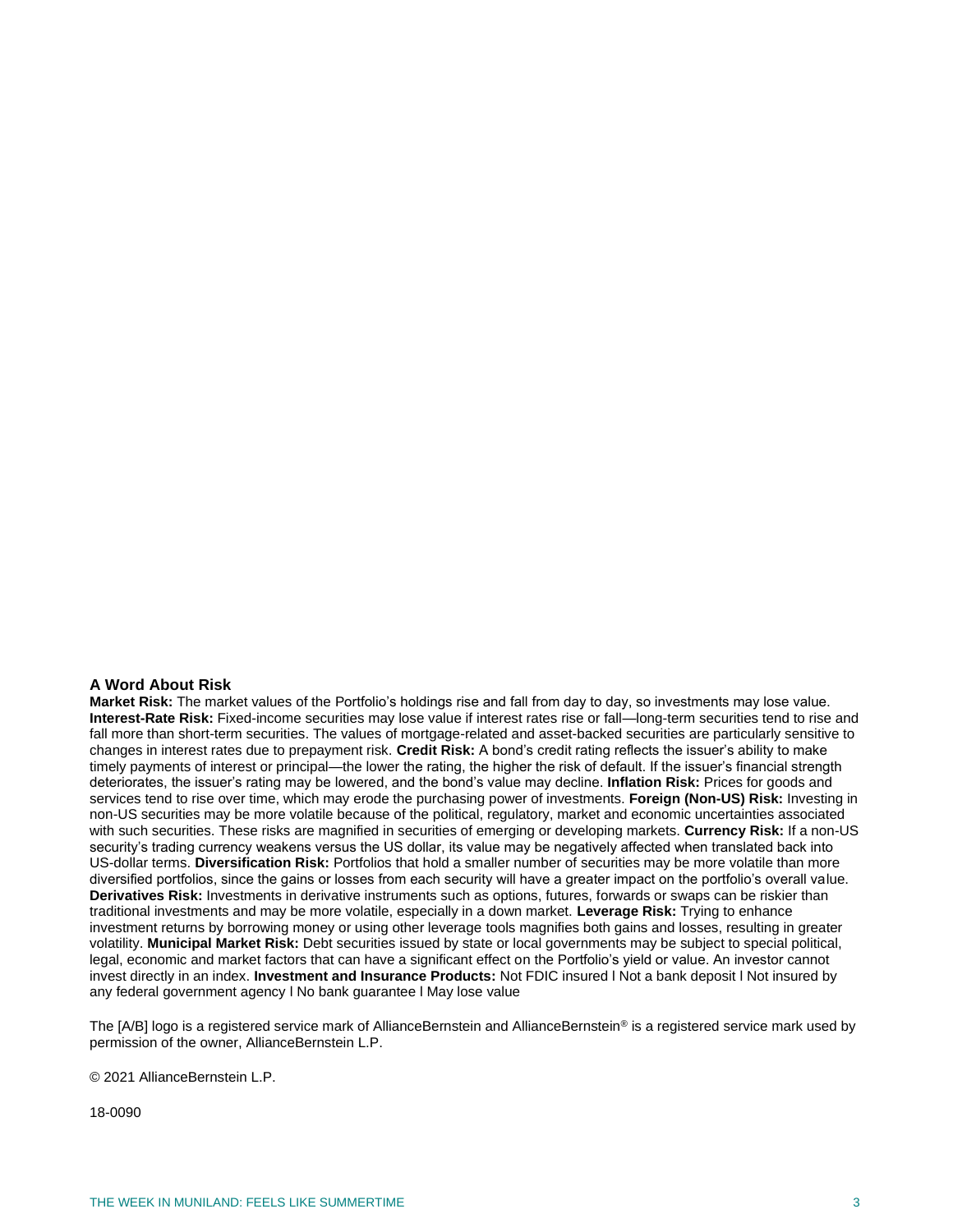### A Word About Risk

**Market Risk:** The market values of the Portfolio's holdings rise and fall from day to day, so investments may lose value. **Interest-Rate Risk:** Fixed-income securities may lose value if interest rates rise or fall—long-term securities tend to rise and fall more than short-term securities. The values of mortgage-related and asset-backed securities are particularly sensitive to changes in interest rates due to prepayment risk. **Credit Risk:** A bond's credit rating reflects the issuer's ability to make timely payments of interest or principal—the lower the rating, the higher the risk of default. If the issuer's financial strength deteriorates, the issuer's rating may be lowered, and the bond's value may decline. **Inflation Risk:** Prices for goods and services tend to rise over time, which may erode the purchasing power of investments. **Foreign (Non-US) Risk:** Investing in non-US securities may be more volatile because of the political, regulatory, market and economic uncertainties associated with such securities. These risks are magnified in securities of emerging or developing markets. **Currency Risk:** If a non-US security's trading currency weakens versus the US dollar, its value may be negatively affected when translated back into US-dollar terms. **Diversification Risk:** Portfolios that hold a smaller number of securities may be more volatile than more diversified portfolios, since the gains or losses from each security will have a greater impact on the portfolio's overall value. **Derivatives Risk:** Investments in derivative instruments such as options, futures, forwards or swaps can be riskier than traditional investments and may be more volatile, especially in a down market. **Leverage Risk:** Trying to enhance investment returns by borrowing money or using other leverage tools magnifies both gains and losses, resulting in greater volatility. **Municipal Market Risk:** Debt securities issued by state or local governments may be subject to special political, legal, economic and market factors that can have a significant effect on the Portfolio's yield or value. An investor cannot invest directly in an index. **Investment and Insurance Products:** Not FDIC insured l Not a bank deposit l Not insured by any federal government agency l No bank guarantee l May lose value

The [A/B] logo is a registered service mark of AllianceBernstein and AllianceBernstein® is a registered service mark used by permission of the owner, AllianceBernstein L.P.

© 2021 AllianceBernstein L.P.

18-0090